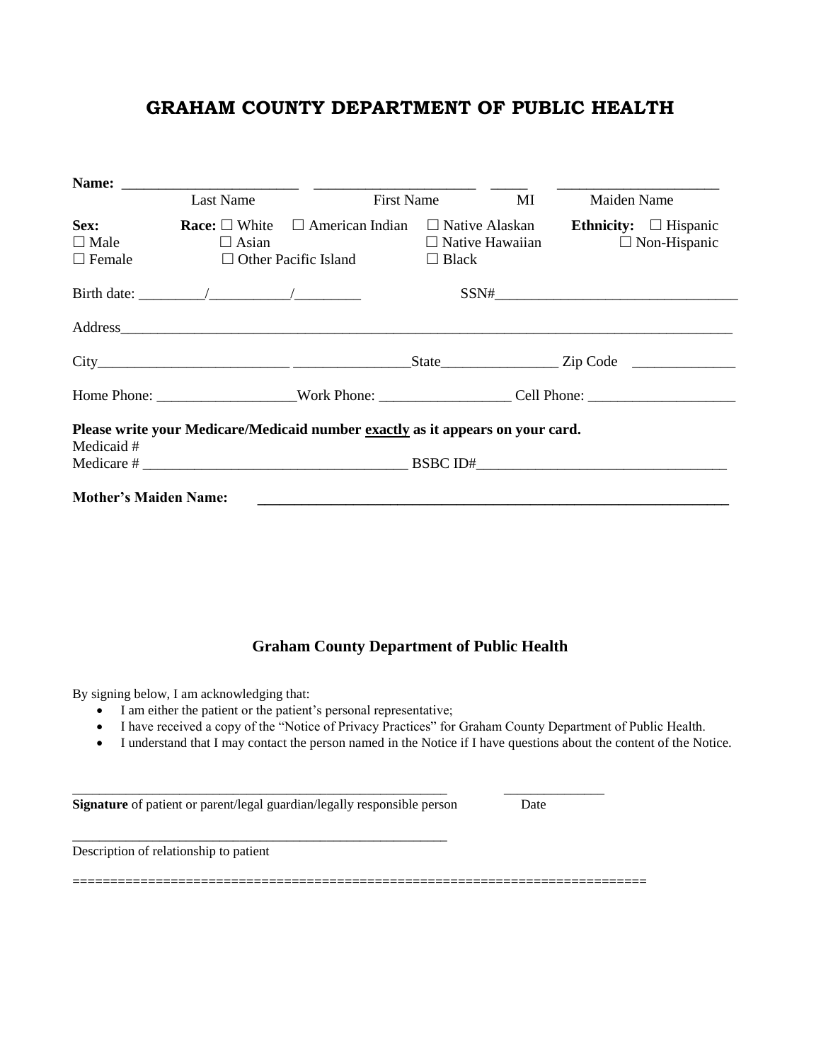# GRAHAM COUNTY DEPARTMENT OF PUBLIC HEALTH

**Name:** ______________________ ____________________ _____ ____________________

Last Name First Name MI Maiden Name

**Sex:**
☐ Male
☐ Female

**Race:** ☐ White ☐ American Indian ☐ Native Alaskan
☐ Asian ☐ Native Hawaiian
☐ Other Pacific Island ☐ Black

**Ethnicity:** ☐ Hispanic
☐ Non-Hispanic

Birth date: _________/___________/_________ SSN#________________________________

Address________________________________________________________________________________

City__________________________ ________________State________________ Zip Code ______________

Home Phone: ___________________Work Phone: _________________ Cell Phone: ____________________

**Please write your Medicare/Medicaid number exactly as it appears on your card.**

Medicaid #

Medicare # ___________________________________ BSBC ID#_________________________________

**Mother's Maiden Name:** ______________________________________________________________

## Graham County Department of Public Health

By signing below, I am acknowledging that:

- I am either the patient or the patient's personal representative;
- I have received a copy of the "Notice of Privacy Practices" for Graham County Department of Public Health.
- I understand that I may contact the person named in the Notice if I have questions about the content of the Notice.

_______________________________________________________ ______________

**Signature** of patient or parent/legal guardian/legally responsible person Date

_______________________________________________________

Description of relationship to patient

==========================================================================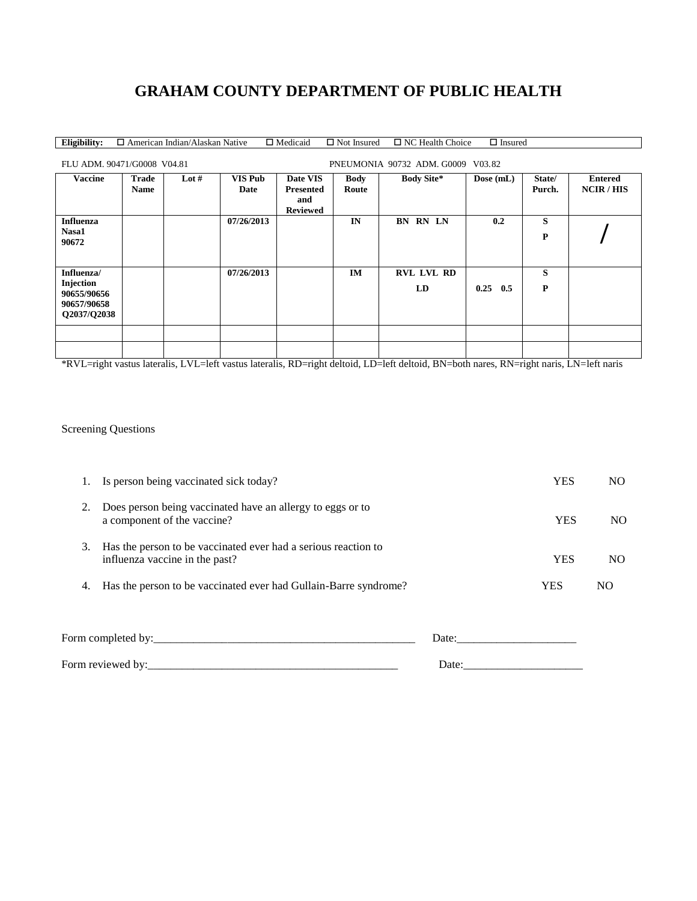# GRAHAM COUNTY DEPARTMENT OF PUBLIC HEALTH

**Eligibility:** ☐ American Indian/Alaskan Native ☐ Medicaid ☐ Not Insured ☐ NC Health Choice ☐ Insured

FLU ADM. 90471/G0008 V04.81 PNEUMONIA 90732 ADM. G0009 V03.82

| Vaccine | Trade Name | Lot # | VIS Pub Date | Date VIS Presented and Reviewed | Body Route | Body Site* | Dose (mL) | State/ Purch. | Entered NCIR / HIS |
|---|---|---|---|---|---|---|---|---|---|
| **Influenza Nasa1 90672** | | | **07/26/2013** | | **IN** | **BN RN LN** | **0.2** | **S P** | / |
| **Influenza/ Injection 90655/90656 90657/90658 Q2037/Q2038** | | | **07/26/2013** | | **IM** | **RVL LVL RD LD** | **0.25 0.5** | **S P** | |
| | | | | | | | | | |
| | | | | | | | | | |

*RVL=right vastus lateralis, LVL=left vastus lateralis, RD=right deltoid, LD=left deltoid, BN=both nares, RN=right naris, LN=left naris

Screening Questions

1. Is person being vaccinated sick today? YES NO
2. Does person being vaccinated have an allergy to eggs or to a component of the vaccine? YES NO
3. Has the person to be vaccinated ever had a serious reaction to influenza vaccine in the past? YES NO
4. Has the person to be vaccinated ever had Gullain-Barre syndrome? YES NO

Form completed by:_______________________________________________ Date:_____________________

Form reviewed by:_____________________________________________ Date:_____________________